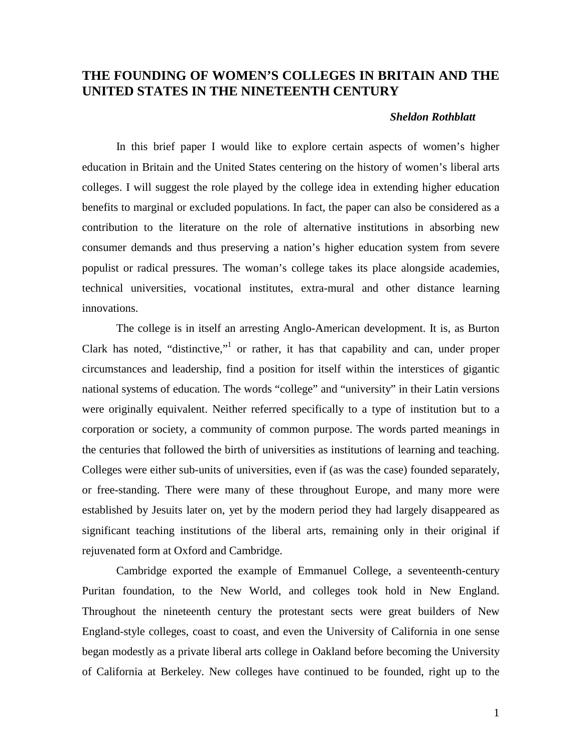# THE FOUNDING OF WOMEN'S COLLEGES IN BRITAIN AND THE UNITED STATES IN THE NINETEENTH CENTURY

***Sheldon Rothblatt***

In this brief paper I would like to explore certain aspects of women's higher education in Britain and the United States centering on the history of women's liberal arts colleges. I will suggest the role played by the college idea in extending higher education benefits to marginal or excluded populations. In fact, the paper can also be considered as a contribution to the literature on the role of alternative institutions in absorbing new consumer demands and thus preserving a nation's higher education system from severe populist or radical pressures. The woman's college takes its place alongside academies, technical universities, vocational institutes, extra-mural and other distance learning innovations.

The college is in itself an arresting Anglo-American development. It is, as Burton Clark has noted, "distinctive,"[1] or rather, it has that capability and can, under proper circumstances and leadership, find a position for itself within the interstices of gigantic national systems of education. The words "college" and "university" in their Latin versions were originally equivalent. Neither referred specifically to a type of institution but to a corporation or society, a community of common purpose. The words parted meanings in the centuries that followed the birth of universities as institutions of learning and teaching. Colleges were either sub-units of universities, even if (as was the case) founded separately, or free-standing. There were many of these throughout Europe, and many more were established by Jesuits later on, yet by the modern period they had largely disappeared as significant teaching institutions of the liberal arts, remaining only in their original if rejuvenated form at Oxford and Cambridge.

Cambridge exported the example of Emmanuel College, a seventeenth-century Puritan foundation, to the New World, and colleges took hold in New England. Throughout the nineteenth century the protestant sects were great builders of New England-style colleges, coast to coast, and even the University of California in one sense began modestly as a private liberal arts college in Oakland before becoming the University of California at Berkeley. New colleges have continued to be founded, right up to the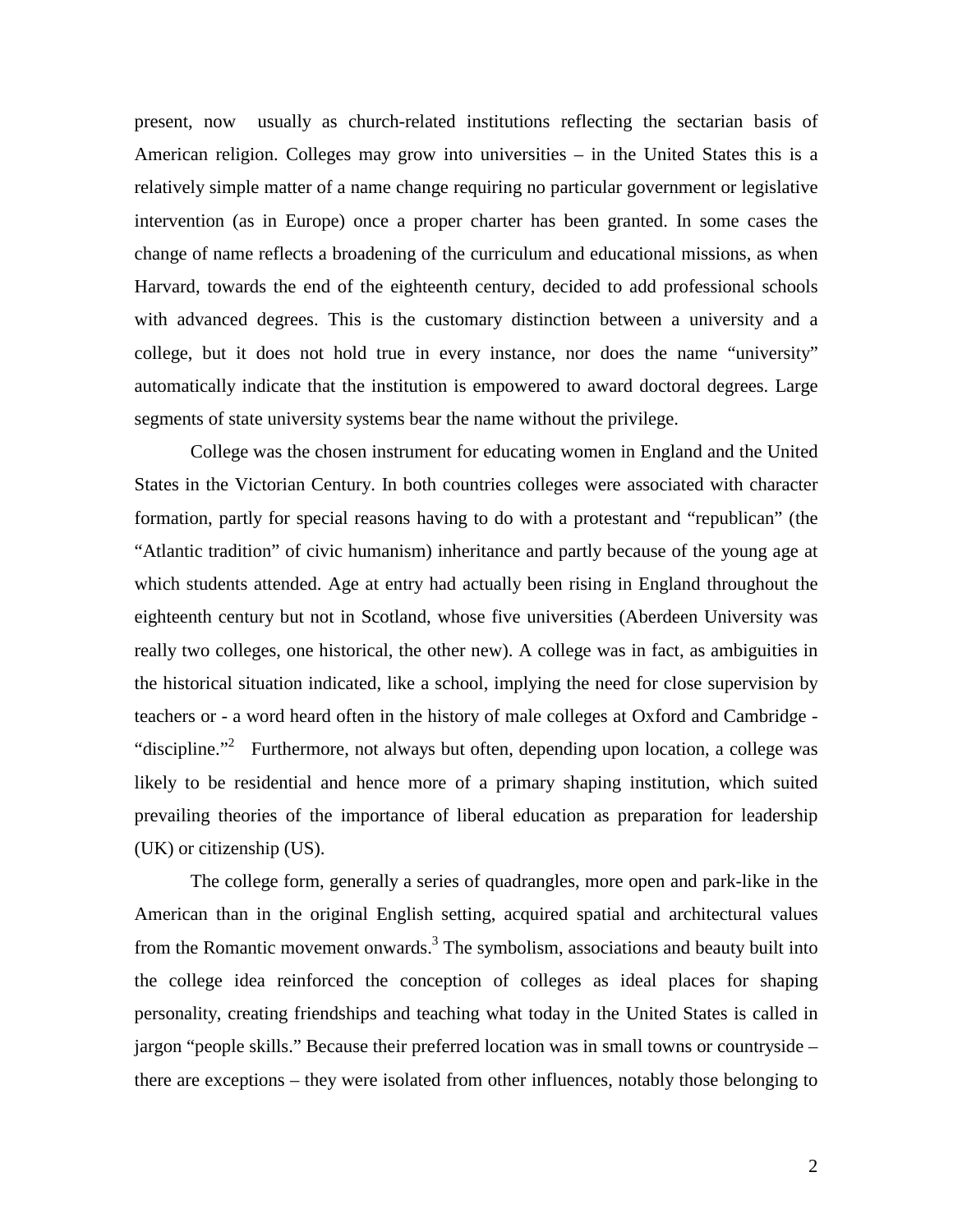present, now usually as church-related institutions reflecting the sectarian basis of American religion. Colleges may grow into universities – in the United States this is a relatively simple matter of a name change requiring no particular government or legislative intervention (as in Europe) once a proper charter has been granted. In some cases the change of name reflects a broadening of the curriculum and educational missions, as when Harvard, towards the end of the eighteenth century, decided to add professional schools with advanced degrees. This is the customary distinction between a university and a college, but it does not hold true in every instance, nor does the name "university" automatically indicate that the institution is empowered to award doctoral degrees. Large segments of state university systems bear the name without the privilege.

College was the chosen instrument for educating women in England and the United States in the Victorian Century. In both countries colleges were associated with character formation, partly for special reasons having to do with a protestant and "republican" (the "Atlantic tradition" of civic humanism) inheritance and partly because of the young age at which students attended. Age at entry had actually been rising in England throughout the eighteenth century but not in Scotland, whose five universities (Aberdeen University was really two colleges, one historical, the other new). A college was in fact, as ambiguities in the historical situation indicated, like a school, implying the need for close supervision by teachers or - a word heard often in the history of male colleges at Oxford and Cambridge - "discipline."[2] Furthermore, not always but often, depending upon location, a college was likely to be residential and hence more of a primary shaping institution, which suited prevailing theories of the importance of liberal education as preparation for leadership (UK) or citizenship (US).

The college form, generally a series of quadrangles, more open and park-like in the American than in the original English setting, acquired spatial and architectural values from the Romantic movement onwards.[3] The symbolism, associations and beauty built into the college idea reinforced the conception of colleges as ideal places for shaping personality, creating friendships and teaching what today in the United States is called in jargon "people skills." Because their preferred location was in small towns or countryside – there are exceptions – they were isolated from other influences, notably those belonging to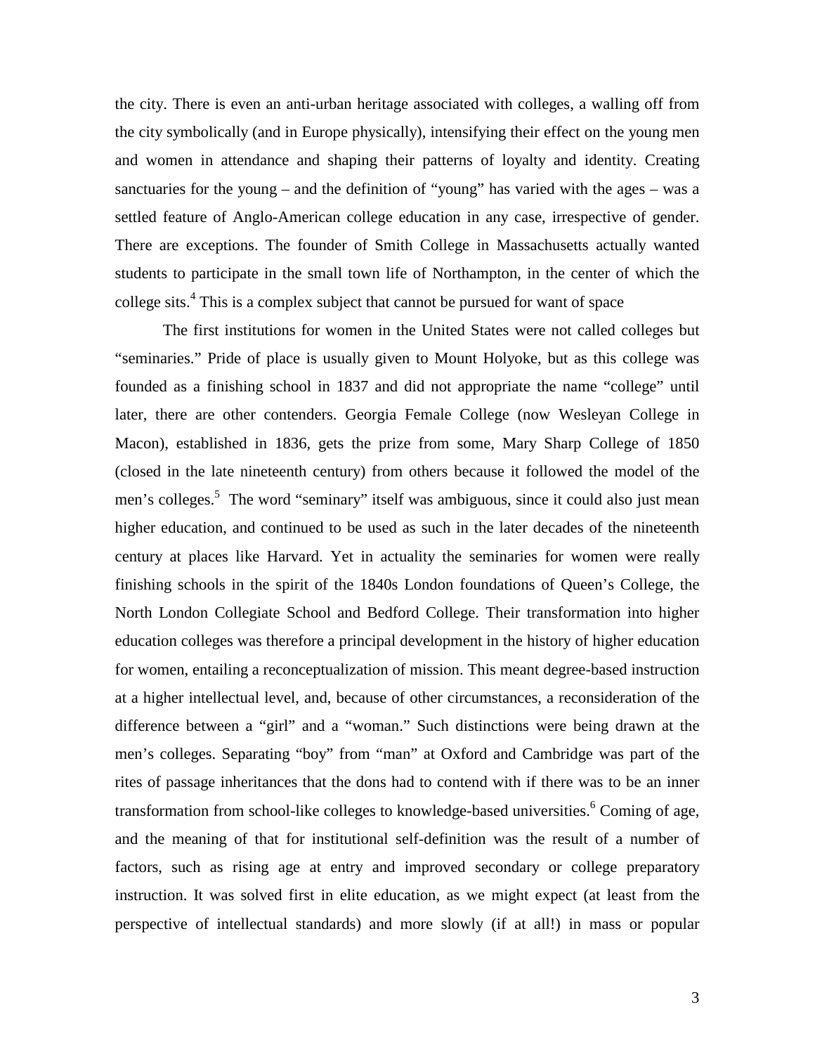the city. There is even an anti-urban heritage associated with colleges, a walling off from the city symbolically (and in Europe physically), intensifying their effect on the young men and women in attendance and shaping their patterns of loyalty and identity. Creating sanctuaries for the young – and the definition of "young" has varied with the ages – was a settled feature of Anglo-American college education in any case, irrespective of gender. There are exceptions. The founder of Smith College in Massachusetts actually wanted students to participate in the small town life of Northampton, in the center of which the college sits.[4] This is a complex subject that cannot be pursued for want of space

The first institutions for women in the United States were not called colleges but "seminaries." Pride of place is usually given to Mount Holyoke, but as this college was founded as a finishing school in 1837 and did not appropriate the name "college" until later, there are other contenders. Georgia Female College (now Wesleyan College in Macon), established in 1836, gets the prize from some, Mary Sharp College of 1850 (closed in the late nineteenth century) from others because it followed the model of the men's colleges.[5] The word "seminary" itself was ambiguous, since it could also just mean higher education, and continued to be used as such in the later decades of the nineteenth century at places like Harvard. Yet in actuality the seminaries for women were really finishing schools in the spirit of the 1840s London foundations of Queen's College, the North London Collegiate School and Bedford College. Their transformation into higher education colleges was therefore a principal development in the history of higher education for women, entailing a reconceptualization of mission. This meant degree-based instruction at a higher intellectual level, and, because of other circumstances, a reconsideration of the difference between a "girl" and a "woman." Such distinctions were being drawn at the men's colleges. Separating "boy" from "man" at Oxford and Cambridge was part of the rites of passage inheritances that the dons had to contend with if there was to be an inner transformation from school-like colleges to knowledge-based universities.[6] Coming of age, and the meaning of that for institutional self-definition was the result of a number of factors, such as rising age at entry and improved secondary or college preparatory instruction. It was solved first in elite education, as we might expect (at least from the perspective of intellectual standards) and more slowly (if at all!) in mass or popular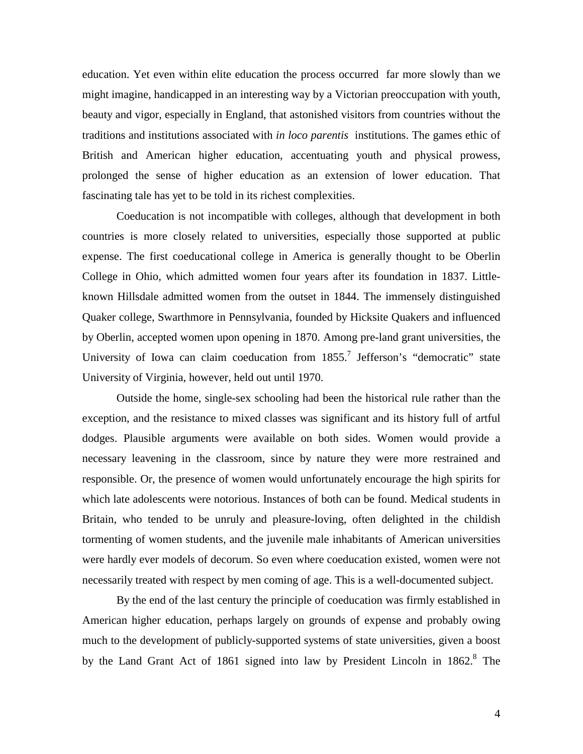education. Yet even within elite education the process occurred far more slowly than we might imagine, handicapped in an interesting way by a Victorian preoccupation with youth, beauty and vigor, especially in England, that astonished visitors from countries without the traditions and institutions associated with *in loco parentis* institutions. The games ethic of British and American higher education, accentuating youth and physical prowess, prolonged the sense of higher education as an extension of lower education. That fascinating tale has yet to be told in its richest complexities.

Coeducation is not incompatible with colleges, although that development in both countries is more closely related to universities, especially those supported at public expense. The first coeducational college in America is generally thought to be Oberlin College in Ohio, which admitted women four years after its foundation in 1837. Little-known Hillsdale admitted women from the outset in 1844. The immensely distinguished Quaker college, Swarthmore in Pennsylvania, founded by Hicksite Quakers and influenced by Oberlin, accepted women upon opening in 1870. Among pre-land grant universities, the University of Iowa can claim coeducation from 1855.[7] Jefferson's "democratic" state University of Virginia, however, held out until 1970.

Outside the home, single-sex schooling had been the historical rule rather than the exception, and the resistance to mixed classes was significant and its history full of artful dodges. Plausible arguments were available on both sides. Women would provide a necessary leavening in the classroom, since by nature they were more restrained and responsible. Or, the presence of women would unfortunately encourage the high spirits for which late adolescents were notorious. Instances of both can be found. Medical students in Britain, who tended to be unruly and pleasure-loving, often delighted in the childish tormenting of women students, and the juvenile male inhabitants of American universities were hardly ever models of decorum. So even where coeducation existed, women were not necessarily treated with respect by men coming of age. This is a well-documented subject.

By the end of the last century the principle of coeducation was firmly established in American higher education, perhaps largely on grounds of expense and probably owing much to the development of publicly-supported systems of state universities, given a boost by the Land Grant Act of 1861 signed into law by President Lincoln in 1862.[8] The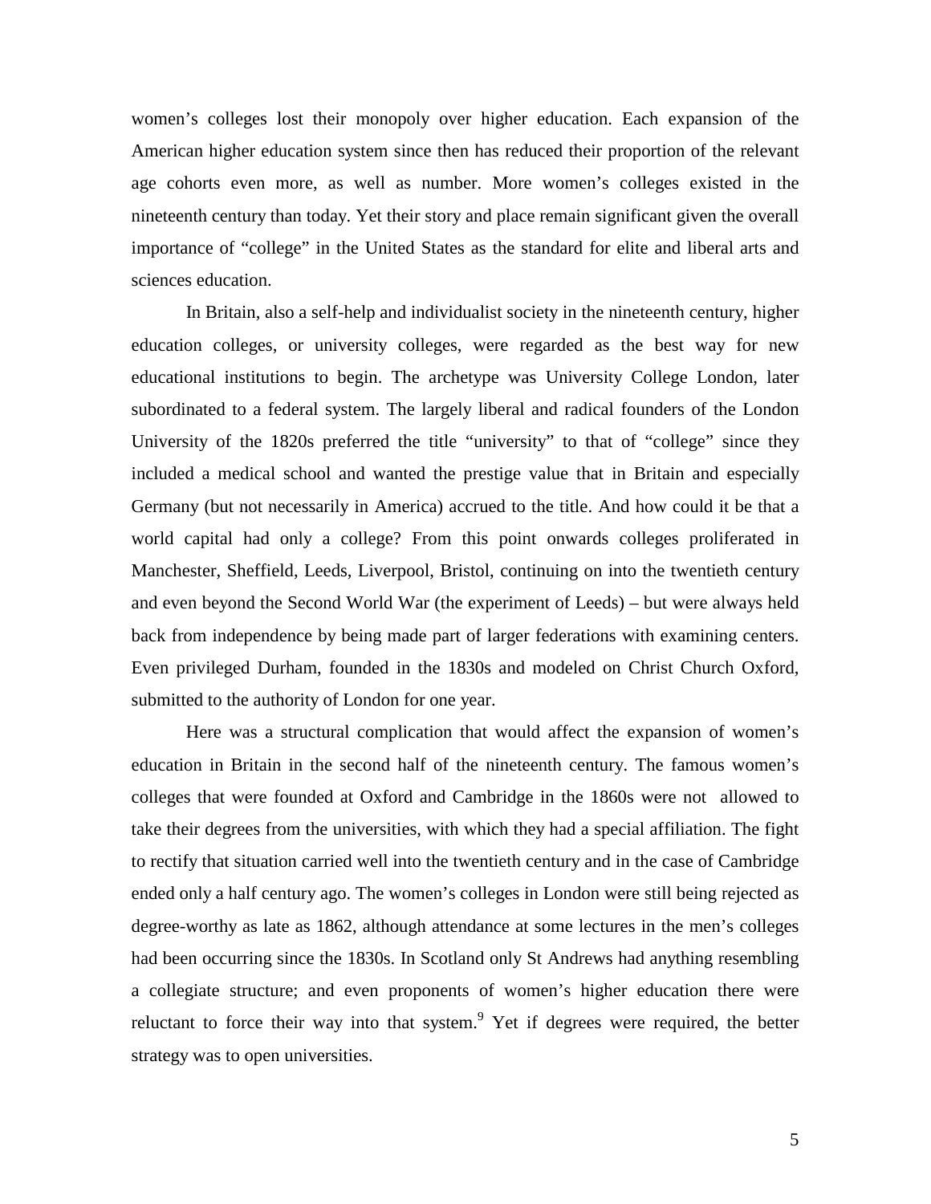women's colleges lost their monopoly over higher education. Each expansion of the American higher education system since then has reduced their proportion of the relevant age cohorts even more, as well as number. More women's colleges existed in the nineteenth century than today. Yet their story and place remain significant given the overall importance of "college" in the United States as the standard for elite and liberal arts and sciences education.

In Britain, also a self-help and individualist society in the nineteenth century, higher education colleges, or university colleges, were regarded as the best way for new educational institutions to begin. The archetype was University College London, later subordinated to a federal system. The largely liberal and radical founders of the London University of the 1820s preferred the title "university" to that of "college" since they included a medical school and wanted the prestige value that in Britain and especially Germany (but not necessarily in America) accrued to the title. And how could it be that a world capital had only a college? From this point onwards colleges proliferated in Manchester, Sheffield, Leeds, Liverpool, Bristol, continuing on into the twentieth century and even beyond the Second World War (the experiment of Leeds) – but were always held back from independence by being made part of larger federations with examining centers. Even privileged Durham, founded in the 1830s and modeled on Christ Church Oxford, submitted to the authority of London for one year.

Here was a structural complication that would affect the expansion of women's education in Britain in the second half of the nineteenth century. The famous women's colleges that were founded at Oxford and Cambridge in the 1860s were not allowed to take their degrees from the universities, with which they had a special affiliation. The fight to rectify that situation carried well into the twentieth century and in the case of Cambridge ended only a half century ago. The women's colleges in London were still being rejected as degree-worthy as late as 1862, although attendance at some lectures in the men's colleges had been occurring since the 1830s. In Scotland only St Andrews had anything resembling a collegiate structure; and even proponents of women's higher education there were reluctant to force their way into that system.[9] Yet if degrees were required, the better strategy was to open universities.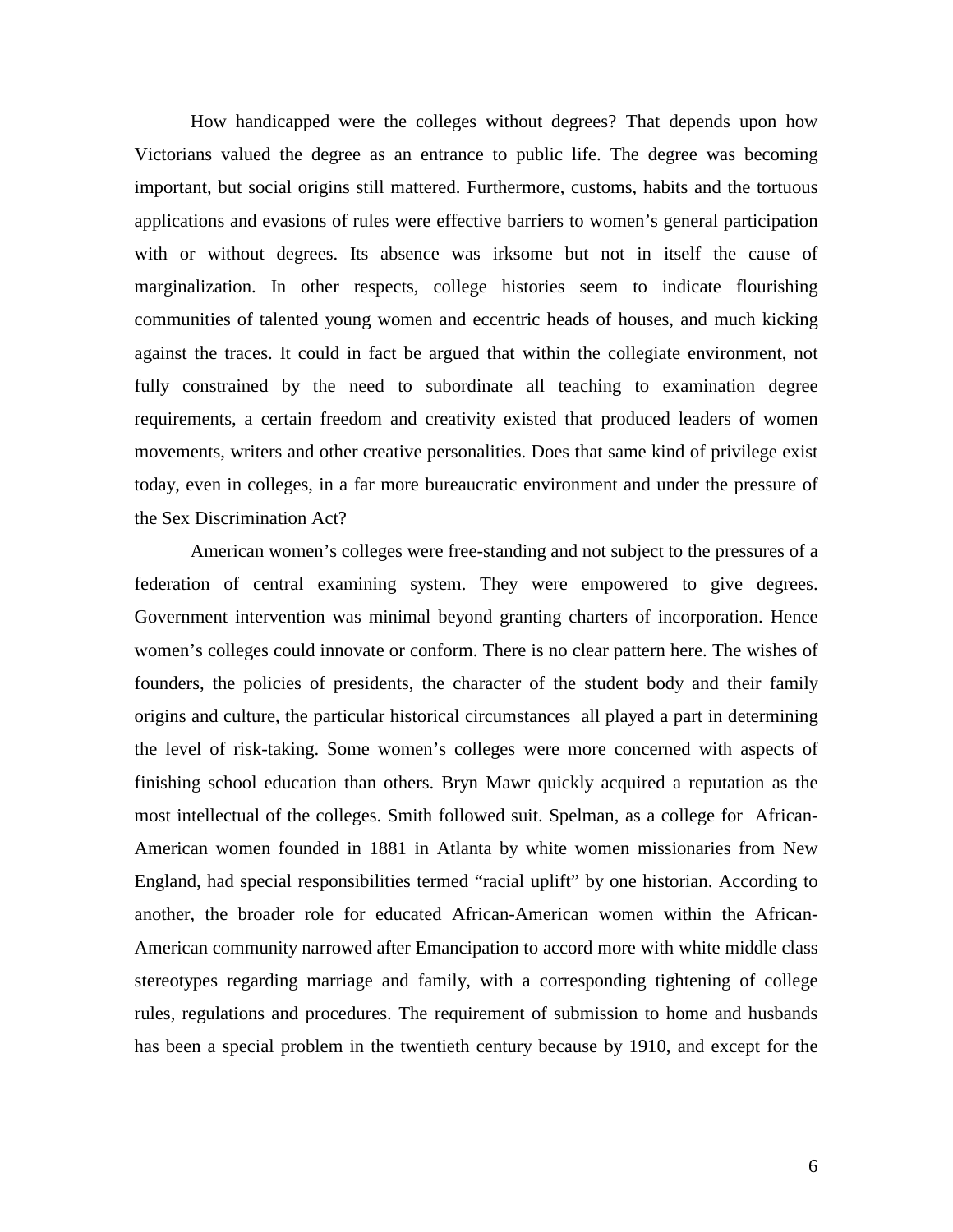How handicapped were the colleges without degrees? That depends upon how Victorians valued the degree as an entrance to public life. The degree was becoming important, but social origins still mattered. Furthermore, customs, habits and the tortuous applications and evasions of rules were effective barriers to women's general participation with or without degrees. Its absence was irksome but not in itself the cause of marginalization. In other respects, college histories seem to indicate flourishing communities of talented young women and eccentric heads of houses, and much kicking against the traces. It could in fact be argued that within the collegiate environment, not fully constrained by the need to subordinate all teaching to examination degree requirements, a certain freedom and creativity existed that produced leaders of women movements, writers and other creative personalities. Does that same kind of privilege exist today, even in colleges, in a far more bureaucratic environment and under the pressure of the Sex Discrimination Act?

American women's colleges were free-standing and not subject to the pressures of a federation of central examining system. They were empowered to give degrees. Government intervention was minimal beyond granting charters of incorporation. Hence women's colleges could innovate or conform. There is no clear pattern here. The wishes of founders, the policies of presidents, the character of the student body and their family origins and culture, the particular historical circumstances all played a part in determining the level of risk-taking. Some women's colleges were more concerned with aspects of finishing school education than others. Bryn Mawr quickly acquired a reputation as the most intellectual of the colleges. Smith followed suit. Spelman, as a college for African-American women founded in 1881 in Atlanta by white women missionaries from New England, had special responsibilities termed "racial uplift" by one historian. According to another, the broader role for educated African-American women within the African-American community narrowed after Emancipation to accord more with white middle class stereotypes regarding marriage and family, with a corresponding tightening of college rules, regulations and procedures. The requirement of submission to home and husbands has been a special problem in the twentieth century because by 1910, and except for the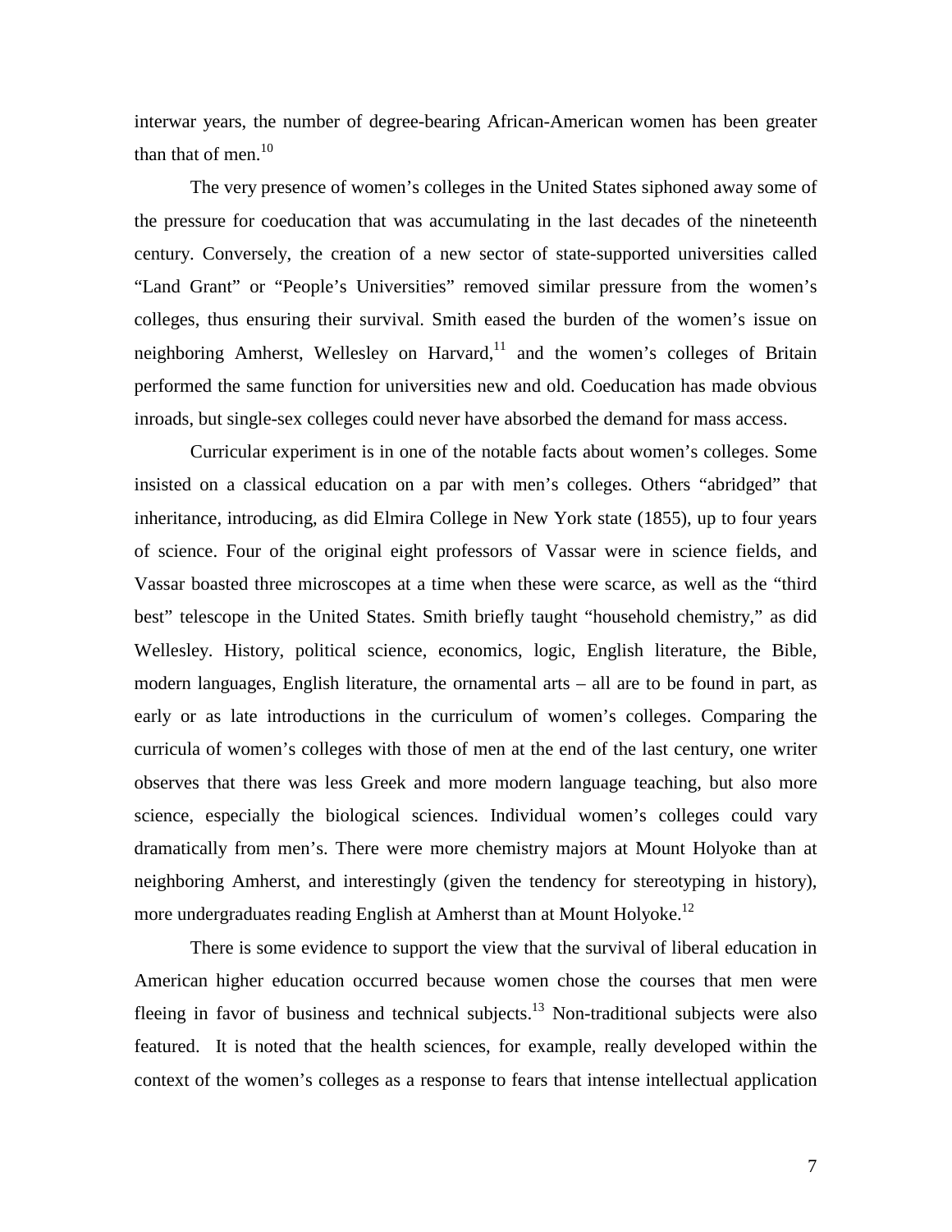interwar years, the number of degree-bearing African-American women has been greater than that of men.[10]

The very presence of women's colleges in the United States siphoned away some of the pressure for coeducation that was accumulating in the last decades of the nineteenth century. Conversely, the creation of a new sector of state-supported universities called "Land Grant" or "People's Universities" removed similar pressure from the women's colleges, thus ensuring their survival. Smith eased the burden of the women's issue on neighboring Amherst, Wellesley on Harvard,[11] and the women's colleges of Britain performed the same function for universities new and old. Coeducation has made obvious inroads, but single-sex colleges could never have absorbed the demand for mass access.

Curricular experiment is in one of the notable facts about women's colleges. Some insisted on a classical education on a par with men's colleges. Others "abridged" that inheritance, introducing, as did Elmira College in New York state (1855), up to four years of science. Four of the original eight professors of Vassar were in science fields, and Vassar boasted three microscopes at a time when these were scarce, as well as the "third best" telescope in the United States. Smith briefly taught "household chemistry," as did Wellesley. History, political science, economics, logic, English literature, the Bible, modern languages, English literature, the ornamental arts – all are to be found in part, as early or as late introductions in the curriculum of women's colleges. Comparing the curricula of women's colleges with those of men at the end of the last century, one writer observes that there was less Greek and more modern language teaching, but also more science, especially the biological sciences. Individual women's colleges could vary dramatically from men's. There were more chemistry majors at Mount Holyoke than at neighboring Amherst, and interestingly (given the tendency for stereotyping in history), more undergraduates reading English at Amherst than at Mount Holyoke.[12]

There is some evidence to support the view that the survival of liberal education in American higher education occurred because women chose the courses that men were fleeing in favor of business and technical subjects.[13] Non-traditional subjects were also featured. It is noted that the health sciences, for example, really developed within the context of the women's colleges as a response to fears that intense intellectual application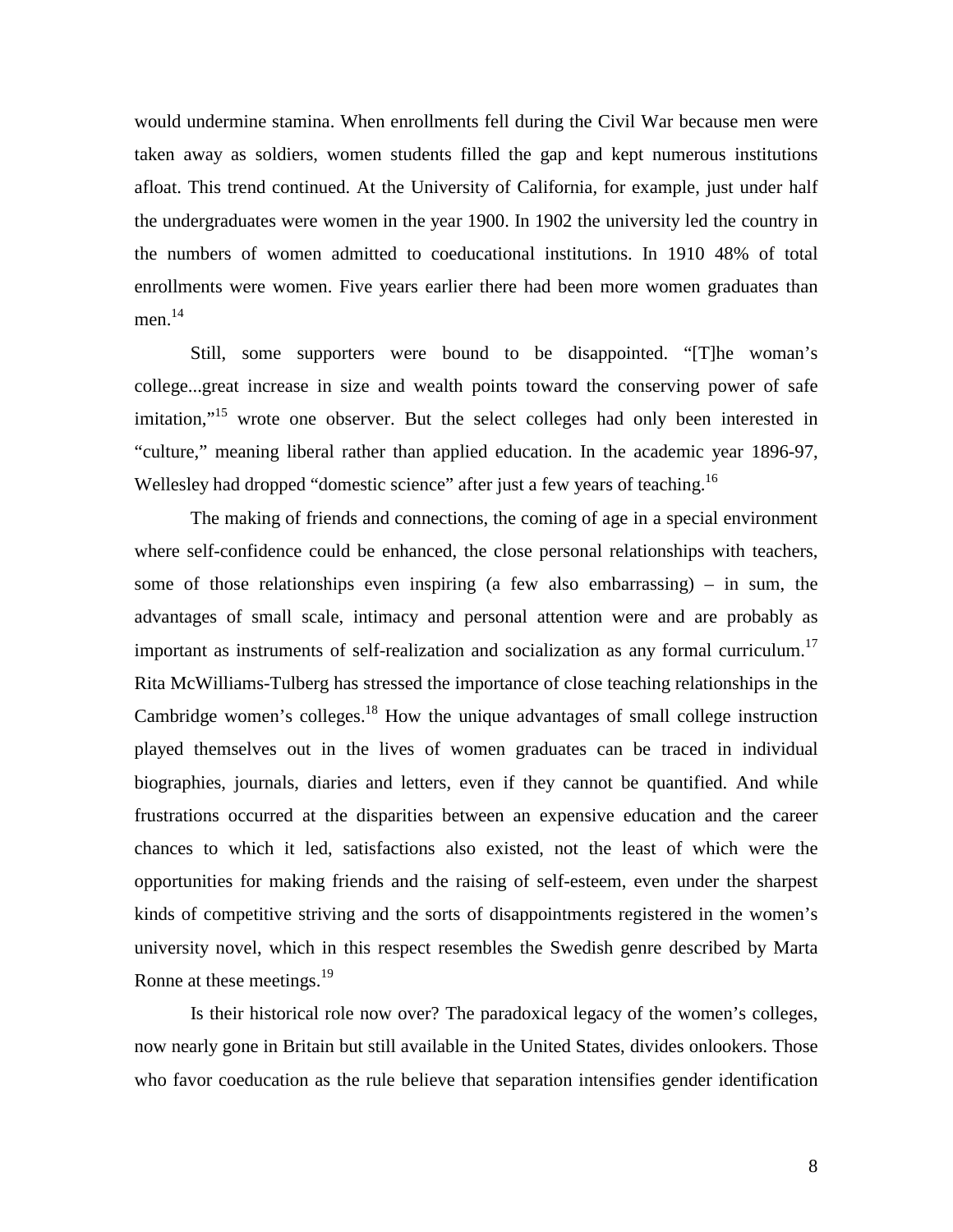would undermine stamina. When enrollments fell during the Civil War because men were taken away as soldiers, women students filled the gap and kept numerous institutions afloat. This trend continued. At the University of California, for example, just under half the undergraduates were women in the year 1900. In 1902 the university led the country in the numbers of women admitted to coeducational institutions. In 1910 48% of total enrollments were women. Five years earlier there had been more women graduates than men.[14]

Still, some supporters were bound to be disappointed. "[T]he woman's college...great increase in size and wealth points toward the conserving power of safe imitation,"[15] wrote one observer. But the select colleges had only been interested in "culture," meaning liberal rather than applied education. In the academic year 1896-97, Wellesley had dropped "domestic science" after just a few years of teaching.[16]

The making of friends and connections, the coming of age in a special environment where self-confidence could be enhanced, the close personal relationships with teachers, some of those relationships even inspiring (a few also embarrassing) – in sum, the advantages of small scale, intimacy and personal attention were and are probably as important as instruments of self-realization and socialization as any formal curriculum.[17] Rita McWilliams-Tulberg has stressed the importance of close teaching relationships in the Cambridge women's colleges.[18] How the unique advantages of small college instruction played themselves out in the lives of women graduates can be traced in individual biographies, journals, diaries and letters, even if they cannot be quantified. And while frustrations occurred at the disparities between an expensive education and the career chances to which it led, satisfactions also existed, not the least of which were the opportunities for making friends and the raising of self-esteem, even under the sharpest kinds of competitive striving and the sorts of disappointments registered in the women's university novel, which in this respect resembles the Swedish genre described by Marta Ronne at these meetings.[19]

Is their historical role now over? The paradoxical legacy of the women's colleges, now nearly gone in Britain but still available in the United States, divides onlookers. Those who favor coeducation as the rule believe that separation intensifies gender identification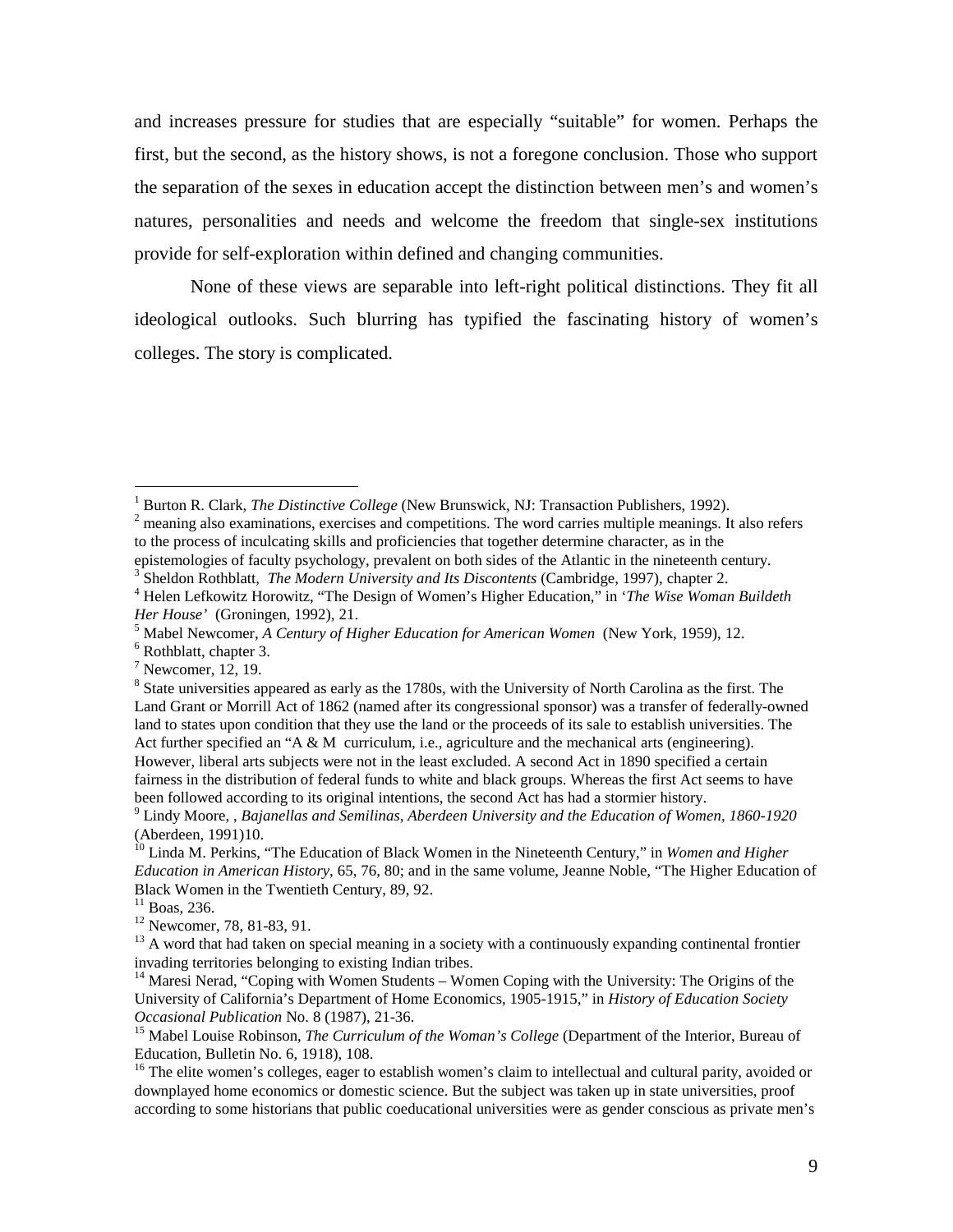and increases pressure for studies that are especially "suitable" for women. Perhaps the first, but the second, as the history shows, is not a foregone conclusion. Those who support the separation of the sexes in education accept the distinction between men's and women's natures, personalities and needs and welcome the freedom that single-sex institutions provide for self-exploration within defined and changing communities.

None of these views are separable into left-right political distinctions. They fit all ideological outlooks. Such blurring has typified the fascinating history of women's colleges. The story is complicated.

---

[1] Burton R. Clark, *The Distinctive College* (New Brunswick, NJ: Transaction Publishers, 1992).

[2] meaning also examinations, exercises and competitions. The word carries multiple meanings. It also refers to the process of inculcating skills and proficiencies that together determine character, as in the epistemologies of faculty psychology, prevalent on both sides of the Atlantic in the nineteenth century.

[3] Sheldon Rothblatt, *The Modern University and Its Discontents* (Cambridge, 1997), chapter 2.

[4] Helen Lefkowitz Horowitz, "The Design of Women's Higher Education," in '*The Wise Woman Buildeth Her House*' (Groningen, 1992), 21.

[5] Mabel Newcomer, *A Century of Higher Education for American Women* (New York, 1959), 12.

[6] Rothblatt, chapter 3.

[7] Newcomer, 12, 19.

[8] State universities appeared as early as the 1780s, with the University of North Carolina as the first. The Land Grant or Morrill Act of 1862 (named after its congressional sponsor) was a transfer of federally-owned land to states upon condition that they use the land or the proceeds of its sale to establish universities. The Act further specified an "A & M curriculum, i.e., agriculture and the mechanical arts (engineering). However, liberal arts subjects were not in the least excluded. A second Act in 1890 specified a certain fairness in the distribution of federal funds to white and black groups. Whereas the first Act seems to have been followed according to its original intentions, the second Act has had a stormier history.

[9] Lindy Moore, , *Bajanellas and Semilinas, Aberdeen University and the Education of Women, 1860-1920* (Aberdeen, 1991)10.

[10] Linda M. Perkins, "The Education of Black Women in the Nineteenth Century," in *Women and Higher Education in American History*, 65, 76, 80; and in the same volume, Jeanne Noble, "The Higher Education of Black Women in the Twentieth Century, 89, 92.

[11] Boas, 236.

[12] Newcomer, 78, 81-83, 91.

[13] A word that had taken on special meaning in a society with a continuously expanding continental frontier invading territories belonging to existing Indian tribes.

[14] Maresi Nerad, "Coping with Women Students – Women Coping with the University: The Origins of the University of California's Department of Home Economics, 1905-1915," in *History of Education Society Occasional Publication* No. 8 (1987), 21-36.

[15] Mabel Louise Robinson, *The Curriculum of the Woman's College* (Department of the Interior, Bureau of Education, Bulletin No. 6, 1918), 108.

[16] The elite women's colleges, eager to establish women's claim to intellectual and cultural parity, avoided or downplayed home economics or domestic science. But the subject was taken up in state universities, proof according to some historians that public coeducational universities were as gender conscious as private men's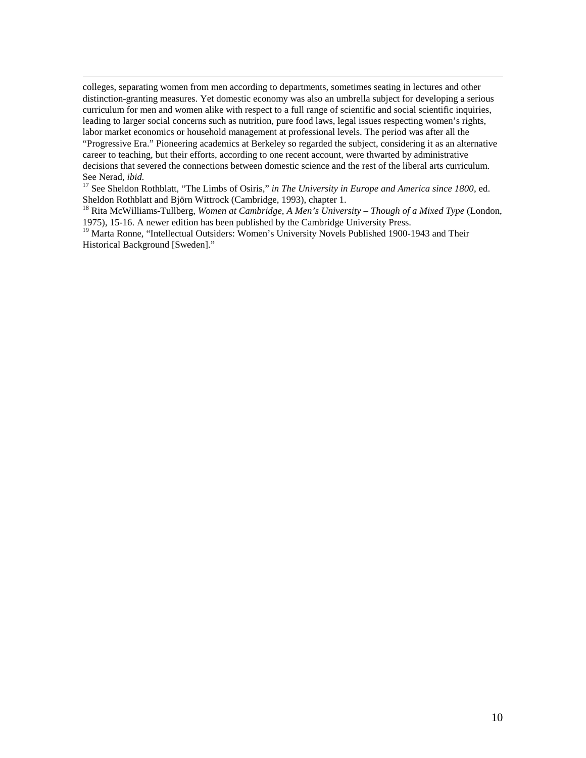colleges, separating women from men according to departments, sometimes seating in lectures and other distinction-granting measures. Yet domestic economy was also an umbrella subject for developing a serious curriculum for men and women alike with respect to a full range of scientific and social scientific inquiries, leading to larger social concerns such as nutrition, pure food laws, legal issues respecting women's rights, labor market economics or household management at professional levels. The period was after all the "Progressive Era." Pioneering academics at Berkeley so regarded the subject, considering it as an alternative career to teaching, but their efforts, according to one recent account, were thwarted by administrative decisions that severed the connections between domestic science and the rest of the liberal arts curriculum. See Nerad, *ibid.*

[17] See Sheldon Rothblatt, "The Limbs of Osiris," *in The University in Europe and America since 1800*, ed. Sheldon Rothblatt and Björn Wittrock (Cambridge, 1993), chapter 1.

[18] Rita McWilliams-Tullberg, *Women at Cambridge, A Men's University – Though of a Mixed Type* (London, 1975), 15-16. A newer edition has been published by the Cambridge University Press.

[19] Marta Ronne, "Intellectual Outsiders: Women's University Novels Published 1900-1943 and Their Historical Background [Sweden]."